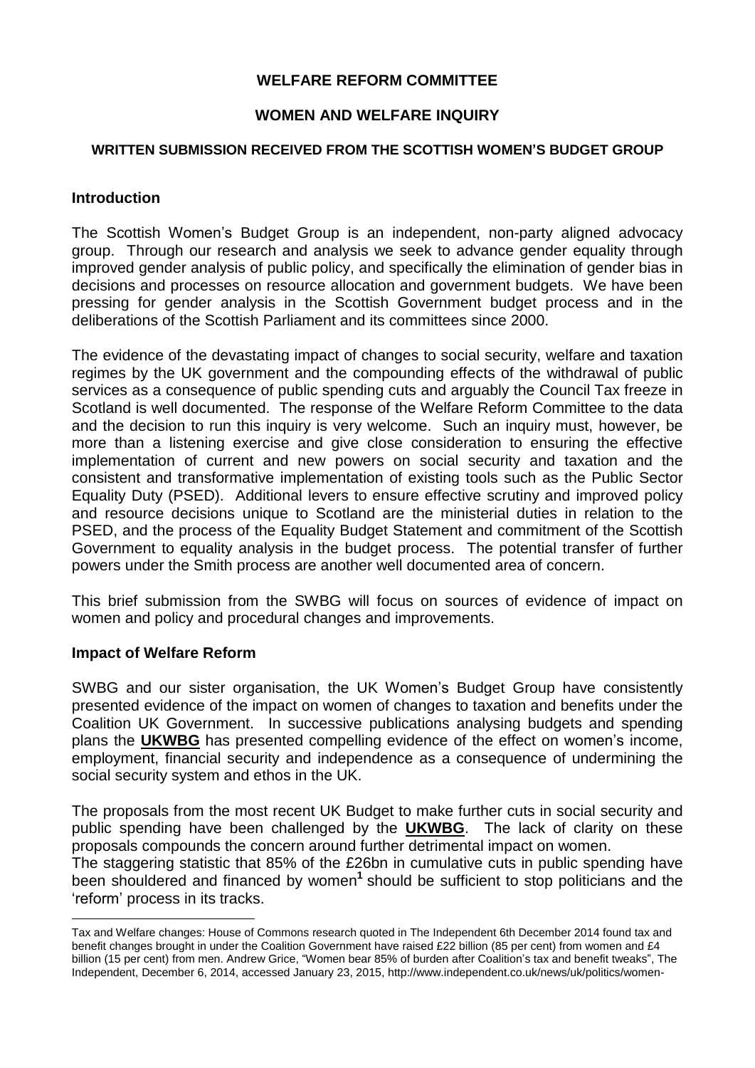# WELFARE REFORM COMMITTEE

## WOMEN AND WELFARE INQUIRY

### WRITTEN SUBMISSION RECEIVED FROM THE SCOTTISH WOMEN'S BUDGET GROUP

## Introduction

The Scottish Women's Budget Group is an independent, non-party aligned advocacy group. Through our research and analysis we seek to advance gender equality through improved gender analysis of public policy, and specifically the elimination of gender bias in decisions and processes on resource allocation and government budgets. We have been pressing for gender analysis in the Scottish Government budget process and in the deliberations of the Scottish Parliament and its committees since 2000.

The evidence of the devastating impact of changes to social security, welfare and taxation regimes by the UK government and the compounding effects of the withdrawal of public services as a consequence of public spending cuts and arguably the Council Tax freeze in Scotland is well documented. The response of the Welfare Reform Committee to the data and the decision to run this inquiry is very welcome. Such an inquiry must, however, be more than a listening exercise and give close consideration to ensuring the effective implementation of current and new powers on social security and taxation and the consistent and transformative implementation of existing tools such as the Public Sector Equality Duty (PSED). Additional levers to ensure effective scrutiny and improved policy and resource decisions unique to Scotland are the ministerial duties in relation to the PSED, and the process of the Equality Budget Statement and commitment of the Scottish Government to equality analysis in the budget process. The potential transfer of further powers under the Smith process are another well documented area of concern.

This brief submission from the SWBG will focus on sources of evidence of impact on women and policy and procedural changes and improvements.

## Impact of Welfare Reform

SWBG and our sister organisation, the UK Women's Budget Group have consistently presented evidence of the impact on women of changes to taxation and benefits under the Coalition UK Government. In successive publications analysing budgets and spending plans the **UKWBG** has presented compelling evidence of the effect on women's income, employment, financial security and independence as a consequence of undermining the social security system and ethos in the UK.

The proposals from the most recent UK Budget to make further cuts in social security and public spending have been challenged by the **UKWBG**. The lack of clarity on these proposals compounds the concern around further detrimental impact on women.

The staggering statistic that 85% of the £26bn in cumulative cuts in public spending have been shouldered and financed by women[1] should be sufficient to stop politicians and the 'reform' process in its tracks.

---

Tax and Welfare changes: House of Commons research quoted in The Independent 6th December 2014 found tax and benefit changes brought in under the Coalition Government have raised £22 billion (85 per cent) from women and £4 billion (15 per cent) from men. Andrew Grice, "Women bear 85% of burden after Coalition's tax and benefit tweaks", The Independent, December 6, 2014, accessed January 23, 2015, http://www.independent.co.uk/news/uk/politics/women-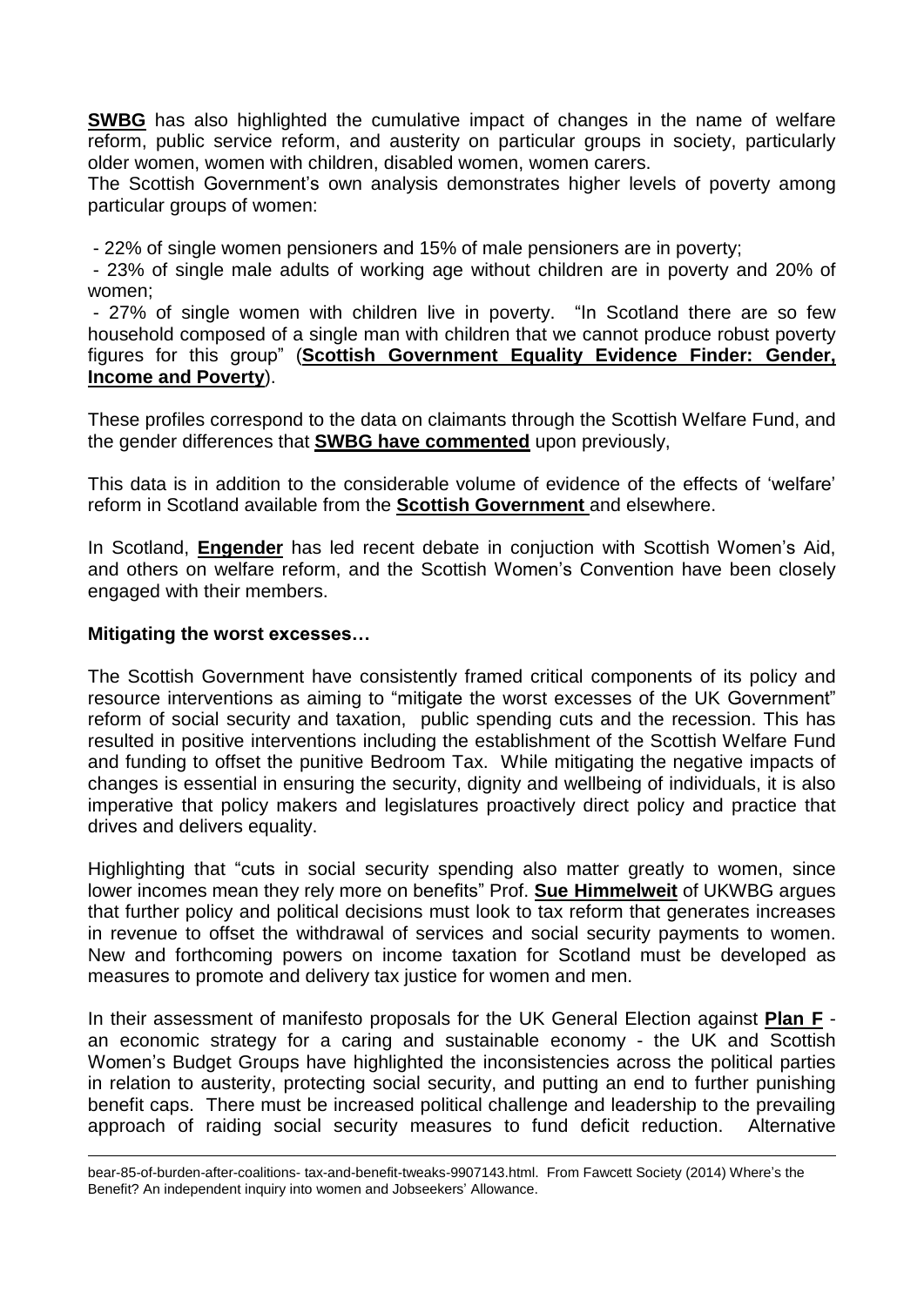**SWBG** has also highlighted the cumulative impact of changes in the name of welfare reform, public service reform, and austerity on particular groups in society, particularly older women, women with children, disabled women, women carers.

The Scottish Government's own analysis demonstrates higher levels of poverty among particular groups of women:

- 22% of single women pensioners and 15% of male pensioners are in poverty;
- 23% of single male adults of working age without children are in poverty and 20% of women;
- 27% of single women with children live in poverty. "In Scotland there are so few household composed of a single man with children that we cannot produce robust poverty figures for this group" (**Scottish Government Equality Evidence Finder: Gender, Income and Poverty**).

These profiles correspond to the data on claimants through the Scottish Welfare Fund, and the gender differences that **SWBG have commented** upon previously,

This data is in addition to the considerable volume of evidence of the effects of 'welfare' reform in Scotland available from the **Scottish Government** and elsewhere.

In Scotland, **Engender** has led recent debate in conjuction with Scottish Women's Aid, and others on welfare reform, and the Scottish Women's Convention have been closely engaged with their members.

**Mitigating the worst excesses…**

The Scottish Government have consistently framed critical components of its policy and resource interventions as aiming to "mitigate the worst excesses of the UK Government" reform of social security and taxation, public spending cuts and the recession. This has resulted in positive interventions including the establishment of the Scottish Welfare Fund and funding to offset the punitive Bedroom Tax. While mitigating the negative impacts of changes is essential in ensuring the security, dignity and wellbeing of individuals, it is also imperative that policy makers and legislatures proactively direct policy and practice that drives and delivers equality.

Highlighting that "cuts in social security spending also matter greatly to women, since lower incomes mean they rely more on benefits" Prof. **Sue Himmelweit** of UKWBG argues that further policy and political decisions must look to tax reform that generates increases in revenue to offset the withdrawal of services and social security payments to women. New and forthcoming powers on income taxation for Scotland must be developed as measures to promote and delivery tax justice for women and men.

In their assessment of manifesto proposals for the UK General Election against **Plan F** - an economic strategy for a caring and sustainable economy - the UK and Scottish Women's Budget Groups have highlighted the inconsistencies across the political parties in relation to austerity, protecting social security, and putting an end to further punishing benefit caps. There must be increased political challenge and leadership to the prevailing approach of raiding social security measures to fund deficit reduction. Alternative

---

bear-85-of-burden-after-coalitions- tax-and-benefit-tweaks-9907143.html. From Fawcett Society (2014) Where's the Benefit? An independent inquiry into women and Jobseekers' Allowance.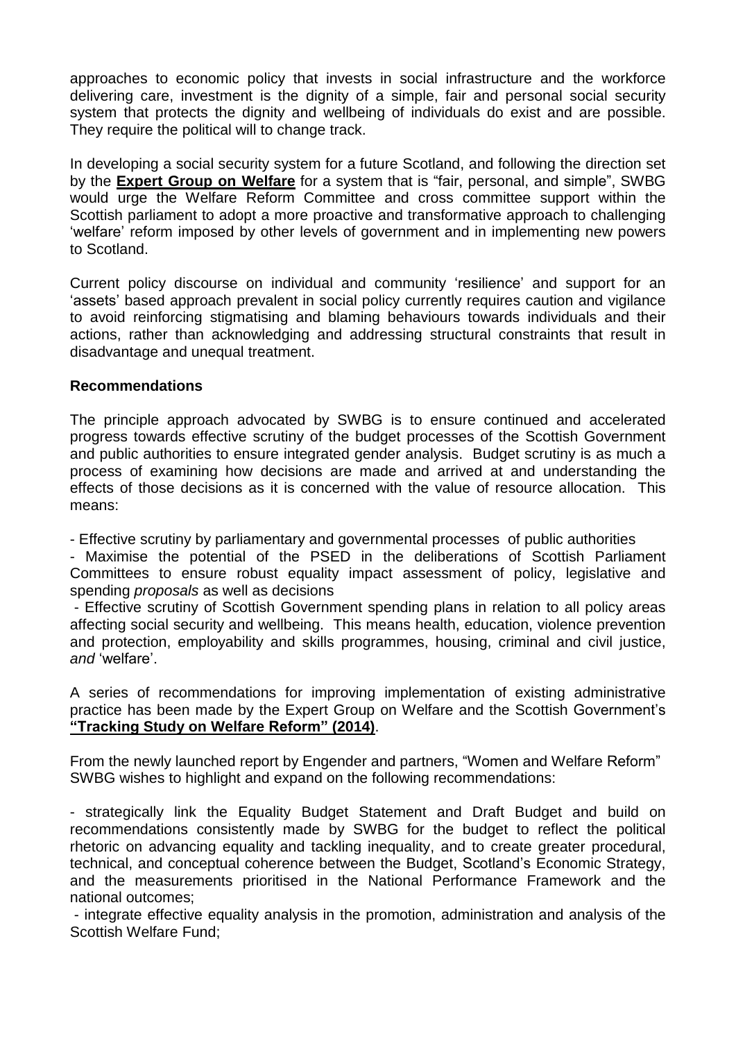approaches to economic policy that invests in social infrastructure and the workforce delivering care, investment is the dignity of a simple, fair and personal social security system that protects the dignity and wellbeing of individuals do exist and are possible. They require the political will to change track.

In developing a social security system for a future Scotland, and following the direction set by the **Expert Group on Welfare** for a system that is "fair, personal, and simple", SWBG would urge the Welfare Reform Committee and cross committee support within the Scottish parliament to adopt a more proactive and transformative approach to challenging 'welfare' reform imposed by other levels of government and in implementing new powers to Scotland.

Current policy discourse on individual and community 'resilience' and support for an 'assets' based approach prevalent in social policy currently requires caution and vigilance to avoid reinforcing stigmatising and blaming behaviours towards individuals and their actions, rather than acknowledging and addressing structural constraints that result in disadvantage and unequal treatment.

**Recommendations**

The principle approach advocated by SWBG is to ensure continued and accelerated progress towards effective scrutiny of the budget processes of the Scottish Government and public authorities to ensure integrated gender analysis. Budget scrutiny is as much a process of examining how decisions are made and arrived at and understanding the effects of those decisions as it is concerned with the value of resource allocation. This means:

- Effective scrutiny by parliamentary and governmental processes of public authorities
- Maximise the potential of the PSED in the deliberations of Scottish Parliament Committees to ensure robust equality impact assessment of policy, legislative and spending *proposals* as well as decisions
- Effective scrutiny of Scottish Government spending plans in relation to all policy areas affecting social security and wellbeing. This means health, education, violence prevention and protection, employability and skills programmes, housing, criminal and civil justice, *and* 'welfare'.

A series of recommendations for improving implementation of existing administrative practice has been made by the Expert Group on Welfare and the Scottish Government's **"Tracking Study on Welfare Reform" (2014)**.

From the newly launched report by Engender and partners, "Women and Welfare Reform" SWBG wishes to highlight and expand on the following recommendations:

- strategically link the Equality Budget Statement and Draft Budget and build on recommendations consistently made by SWBG for the budget to reflect the political rhetoric on advancing equality and tackling inequality, and to create greater procedural, technical, and conceptual coherence between the Budget, Scotland's Economic Strategy, and the measurements prioritised in the National Performance Framework and the national outcomes;
- integrate effective equality analysis in the promotion, administration and analysis of the Scottish Welfare Fund;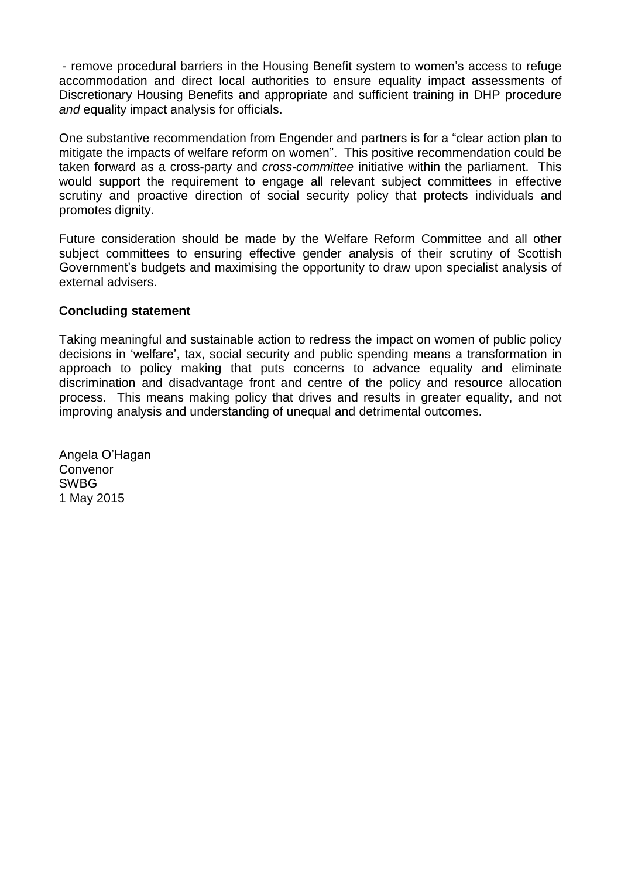- remove procedural barriers in the Housing Benefit system to women's access to refuge accommodation and direct local authorities to ensure equality impact assessments of Discretionary Housing Benefits and appropriate and sufficient training in DHP procedure *and* equality impact analysis for officials.

One substantive recommendation from Engender and partners is for a "clear action plan to mitigate the impacts of welfare reform on women". This positive recommendation could be taken forward as a cross-party and *cross-committee* initiative within the parliament. This would support the requirement to engage all relevant subject committees in effective scrutiny and proactive direction of social security policy that protects individuals and promotes dignity.

Future consideration should be made by the Welfare Reform Committee and all other subject committees to ensuring effective gender analysis of their scrutiny of Scottish Government's budgets and maximising the opportunity to draw upon specialist analysis of external advisers.

**Concluding statement**

Taking meaningful and sustainable action to redress the impact on women of public policy decisions in 'welfare', tax, social security and public spending means a transformation in approach to policy making that puts concerns to advance equality and eliminate discrimination and disadvantage front and centre of the policy and resource allocation process. This means making policy that drives and results in greater equality, and not improving analysis and understanding of unequal and detrimental outcomes.

Angela O'Hagan
Convenor
SWBG
1 May 2015